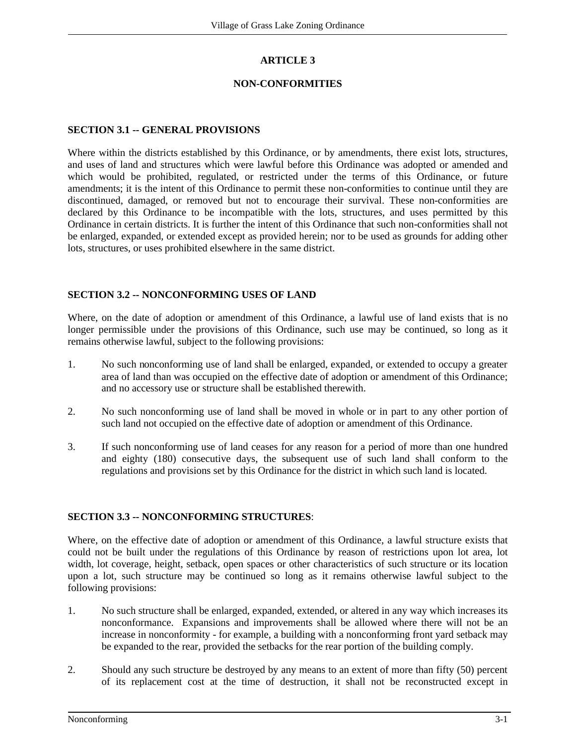# ARTICLE 3

## NON-CONFORMITIES

### SECTION 3.1 -- GENERAL PROVISIONS

Where within the districts established by this Ordinance, or by amendments, there exist lots, structures, and uses of land and structures which were lawful before this Ordinance was adopted or amended and which would be prohibited, regulated, or restricted under the terms of this Ordinance, or future amendments; it is the intent of this Ordinance to permit these non-conformities to continue until they are discontinued, damaged, or removed but not to encourage their survival. These non-conformities are declared by this Ordinance to be incompatible with the lots, structures, and uses permitted by this Ordinance in certain districts. It is further the intent of this Ordinance that such non-conformities shall not be enlarged, expanded, or extended except as provided herein; nor to be used as grounds for adding other lots, structures, or uses prohibited elsewhere in the same district.

### SECTION 3.2 -- NONCONFORMING USES OF LAND

Where, on the date of adoption or amendment of this Ordinance, a lawful use of land exists that is no longer permissible under the provisions of this Ordinance, such use may be continued, so long as it remains otherwise lawful, subject to the following provisions:

1. No such nonconforming use of land shall be enlarged, expanded, or extended to occupy a greater area of land than was occupied on the effective date of adoption or amendment of this Ordinance; and no accessory use or structure shall be established therewith.

2. No such nonconforming use of land shall be moved in whole or in part to any other portion of such land not occupied on the effective date of adoption or amendment of this Ordinance.

3. If such nonconforming use of land ceases for any reason for a period of more than one hundred and eighty (180) consecutive days, the subsequent use of such land shall conform to the regulations and provisions set by this Ordinance for the district in which such land is located.

### SECTION 3.3 -- NONCONFORMING STRUCTURES:

Where, on the effective date of adoption or amendment of this Ordinance, a lawful structure exists that could not be built under the regulations of this Ordinance by reason of restrictions upon lot area, lot width, lot coverage, height, setback, open spaces or other characteristics of such structure or its location upon a lot, such structure may be continued so long as it remains otherwise lawful subject to the following provisions:

1. No such structure shall be enlarged, expanded, extended, or altered in any way which increases its nonconformance. Expansions and improvements shall be allowed where there will not be an increase in nonconformity - for example, a building with a nonconforming front yard setback may be expanded to the rear, provided the setbacks for the rear portion of the building comply.

2. Should any such structure be destroyed by any means to an extent of more than fifty (50) percent of its replacement cost at the time of destruction, it shall not be reconstructed except in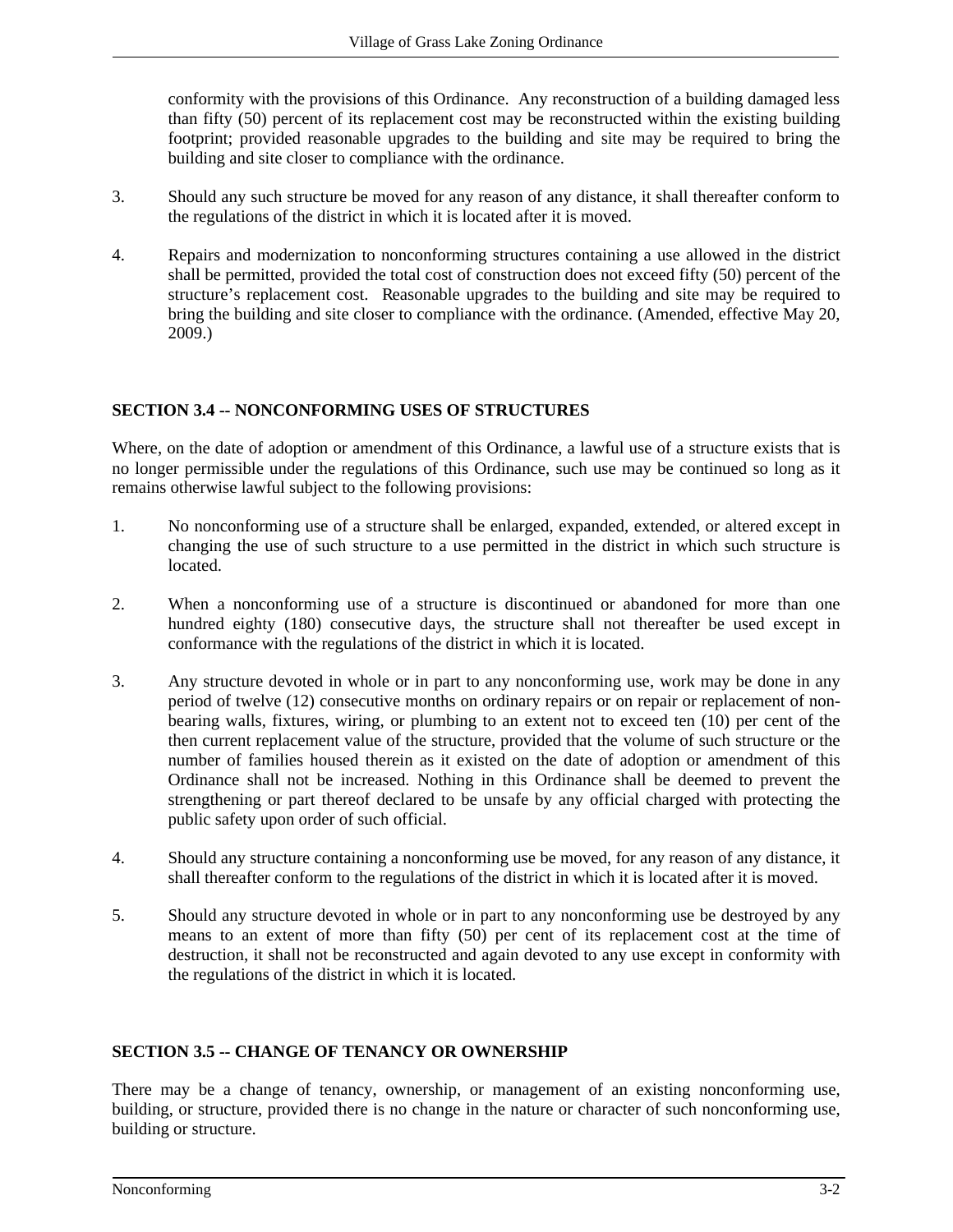conformity with the provisions of this Ordinance. Any reconstruction of a building damaged less than fifty (50) percent of its replacement cost may be reconstructed within the existing building footprint; provided reasonable upgrades to the building and site may be required to bring the building and site closer to compliance with the ordinance.

3. Should any such structure be moved for any reason of any distance, it shall thereafter conform to the regulations of the district in which it is located after it is moved.

4. Repairs and modernization to nonconforming structures containing a use allowed in the district shall be permitted, provided the total cost of construction does not exceed fifty (50) percent of the structure's replacement cost. Reasonable upgrades to the building and site may be required to bring the building and site closer to compliance with the ordinance. (Amended, effective May 20, 2009.)

### SECTION 3.4 -- NONCONFORMING USES OF STRUCTURES

Where, on the date of adoption or amendment of this Ordinance, a lawful use of a structure exists that is no longer permissible under the regulations of this Ordinance, such use may be continued so long as it remains otherwise lawful subject to the following provisions:

1. No nonconforming use of a structure shall be enlarged, expanded, extended, or altered except in changing the use of such structure to a use permitted in the district in which such structure is located.

2. When a nonconforming use of a structure is discontinued or abandoned for more than one hundred eighty (180) consecutive days, the structure shall not thereafter be used except in conformance with the regulations of the district in which it is located.

3. Any structure devoted in whole or in part to any nonconforming use, work may be done in any period of twelve (12) consecutive months on ordinary repairs or on repair or replacement of non-bearing walls, fixtures, wiring, or plumbing to an extent not to exceed ten (10) per cent of the then current replacement value of the structure, provided that the volume of such structure or the number of families housed therein as it existed on the date of adoption or amendment of this Ordinance shall not be increased. Nothing in this Ordinance shall be deemed to prevent the strengthening or part thereof declared to be unsafe by any official charged with protecting the public safety upon order of such official.

4. Should any structure containing a nonconforming use be moved, for any reason of any distance, it shall thereafter conform to the regulations of the district in which it is located after it is moved.

5. Should any structure devoted in whole or in part to any nonconforming use be destroyed by any means to an extent of more than fifty (50) per cent of its replacement cost at the time of destruction, it shall not be reconstructed and again devoted to any use except in conformity with the regulations of the district in which it is located.

### SECTION 3.5 -- CHANGE OF TENANCY OR OWNERSHIP

There may be a change of tenancy, ownership, or management of an existing nonconforming use, building, or structure, provided there is no change in the nature or character of such nonconforming use, building or structure.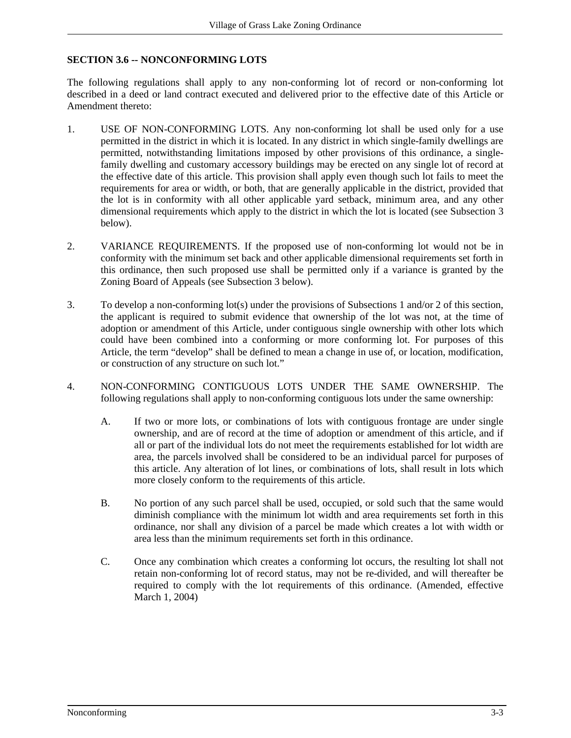## SECTION 3.6 -- NONCONFORMING LOTS

The following regulations shall apply to any non-conforming lot of record or non-conforming lot described in a deed or land contract executed and delivered prior to the effective date of this Article or Amendment thereto:

1. USE OF NON-CONFORMING LOTS. Any non-conforming lot shall be used only for a use permitted in the district in which it is located. In any district in which single-family dwellings are permitted, notwithstanding limitations imposed by other provisions of this ordinance, a single-family dwelling and customary accessory buildings may be erected on any single lot of record at the effective date of this article. This provision shall apply even though such lot fails to meet the requirements for area or width, or both, that are generally applicable in the district, provided that the lot is in conformity with all other applicable yard setback, minimum area, and any other dimensional requirements which apply to the district in which the lot is located (see Subsection 3 below).

2. VARIANCE REQUIREMENTS. If the proposed use of non-conforming lot would not be in conformity with the minimum set back and other applicable dimensional requirements set forth in this ordinance, then such proposed use shall be permitted only if a variance is granted by the Zoning Board of Appeals (see Subsection 3 below).

3. To develop a non-conforming lot(s) under the provisions of Subsections 1 and/or 2 of this section, the applicant is required to submit evidence that ownership of the lot was not, at the time of adoption or amendment of this Article, under contiguous single ownership with other lots which could have been combined into a conforming or more conforming lot. For purposes of this Article, the term "develop" shall be defined to mean a change in use of, or location, modification, or construction of any structure on such lot."

4. NON-CONFORMING CONTIGUOUS LOTS UNDER THE SAME OWNERSHIP. The following regulations shall apply to non-conforming contiguous lots under the same ownership:

   A. If two or more lots, or combinations of lots with contiguous frontage are under single ownership, and are of record at the time of adoption or amendment of this article, and if all or part of the individual lots do not meet the requirements established for lot width are area, the parcels involved shall be considered to be an individual parcel for purposes of this article. Any alteration of lot lines, or combinations of lots, shall result in lots which more closely conform to the requirements of this article.

   B. No portion of any such parcel shall be used, occupied, or sold such that the same would diminish compliance with the minimum lot width and area requirements set forth in this ordinance, nor shall any division of a parcel be made which creates a lot with width or area less than the minimum requirements set forth in this ordinance.

   C. Once any combination which creates a conforming lot occurs, the resulting lot shall not retain non-conforming lot of record status, may not be re-divided, and will thereafter be required to comply with the lot requirements of this ordinance. (Amended, effective March 1, 2004)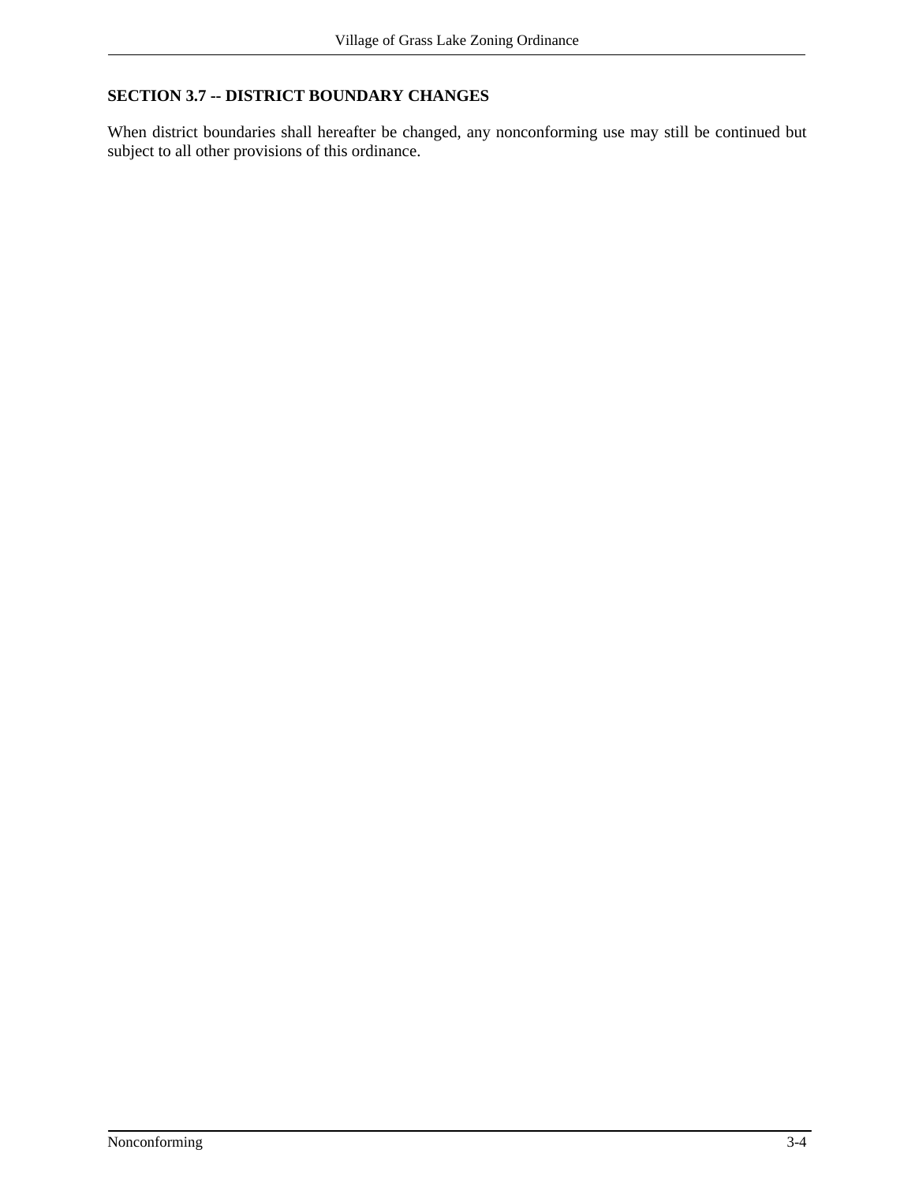**SECTION 3.7 -- DISTRICT BOUNDARY CHANGES**

When district boundaries shall hereafter be changed, any nonconforming use may still be continued but subject to all other provisions of this ordinance.